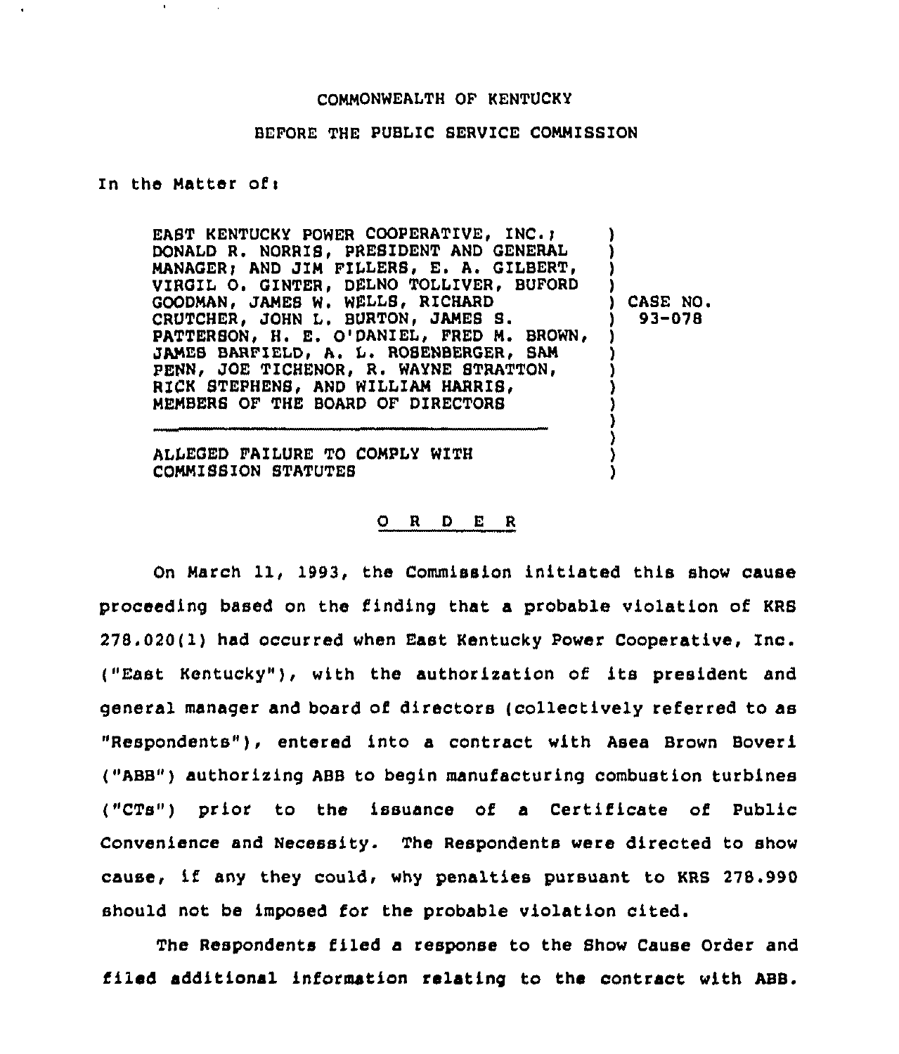COMMONWEALTH OF KENTUCKY

BEFORE THE PUBLIC SERVICE COMMISSION

In the Matter of:

| | |
|---|---|
| EAST KENTUCKY POWER COOPERATIVE, INC.; DONALD R. NORRIS, PRESIDENT AND GENERAL MANAGER; AND JIM FILLERS, E. A. GILBERT, VIRGIL O. GINTER, DELNO TOLLIVER, BUFORD GOODMAN, JAMES W. WELLS, RICHARD CRUTCHER, JOHN L. BURTON, JAMES S. PATTERSON, H. E. O'DANIEL, FRED M. BROWN, JAMES BARFIELD, A. L. ROSENBERGER, SAM PENN, JOE TICHENOR, R. WAYNE STRATTON, RICK STEPHENS, AND WILLIAM HARRIS, MEMBERS OF THE BOARD OF DIRECTORS | CASE NO. 93-078 |
| ALLEGED FAILURE TO COMPLY WITH COMMISSION STATUTES | |

## O R D E R

On March 11, 1993, the Commission initiated this show cause proceeding based on the finding that a probable violation of KRS 278.020(1) had occurred when East Kentucky Power Cooperative, Inc. ("East Kentucky"), with the authorization of its president and general manager and board of directors (collectively referred to as "Respondents"), entered into a contract with Asea Brown Boveri ("ABB") authorizing ABB to begin manufacturing combustion turbines ("CTs") prior to the issuance of a Certificate of Public Convenience and Necessity. The Respondents were directed to show cause, if any they could, why penalties pursuant to KRS 278.990 should not be imposed for the probable violation cited.

The Respondents filed a response to the Show Cause Order and filed additional information relating to the contract with ABB.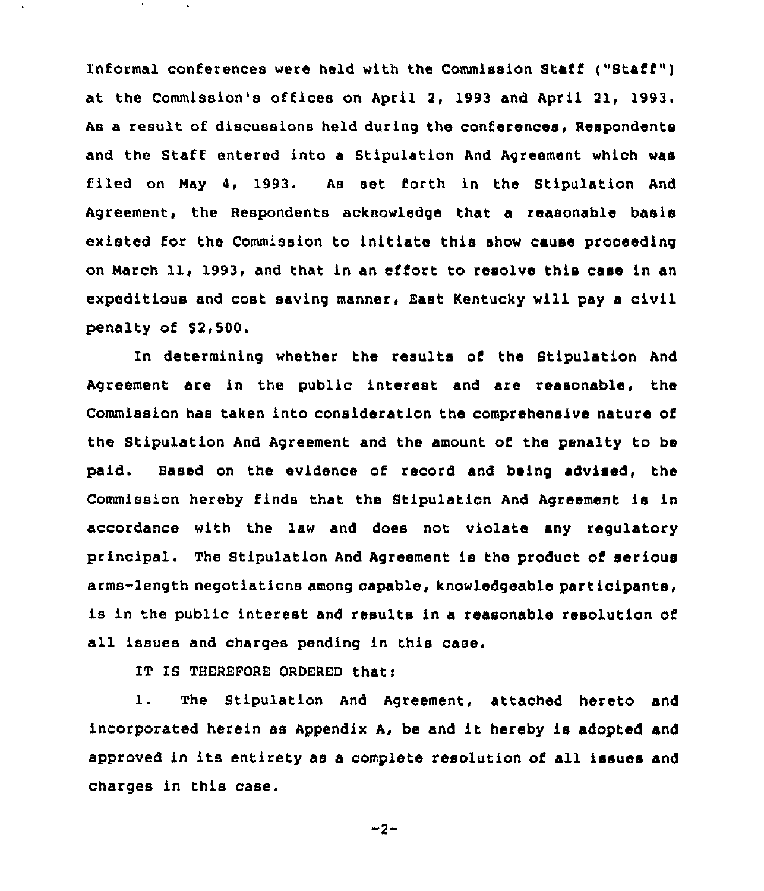Informal conferences were held with the Commission Staff ("Staff") at the Commission's offices on April 2, 1993 and April 21, 1993. As a result of discussions held during the conferences, Respondents and the Staff entered into a Stipulation And Agreement which was filed on May 4, 1993. As set forth in the Stipulation And Agreement, the Respondents acknowledge that a reasonable basis existed for the Commission to initiate this show cause proceeding on March 11, 1993, and that in an effort to resolve this case in an expeditious and cost saving manner, East Kentucky will pay a civil penalty of $2,500.

In determining whether the results of the Stipulation And Agreement are in the public interest and are reasonable, the Commission has taken into consideration the comprehensive nature of the Stipulation And Agreement and the amount of the penalty to be paid. Based on the evidence of record and being advised, the Commission hereby finds that the Stipulation And Agreement is in accordance with the law and does not violate any regulatory principal. The Stipulation And Agreement is the product of serious arms-length negotiations among capable, knowledgeable participants, is in the public interest and results in a reasonable resolution of all issues and charges pending in this case.

IT IS THEREFORE ORDERED that:

1. The Stipulation And Agreement, attached hereto and incorporated herein as Appendix A, be and it hereby is adopted and approved in its entirety as a complete resolution of all issues and charges in this case.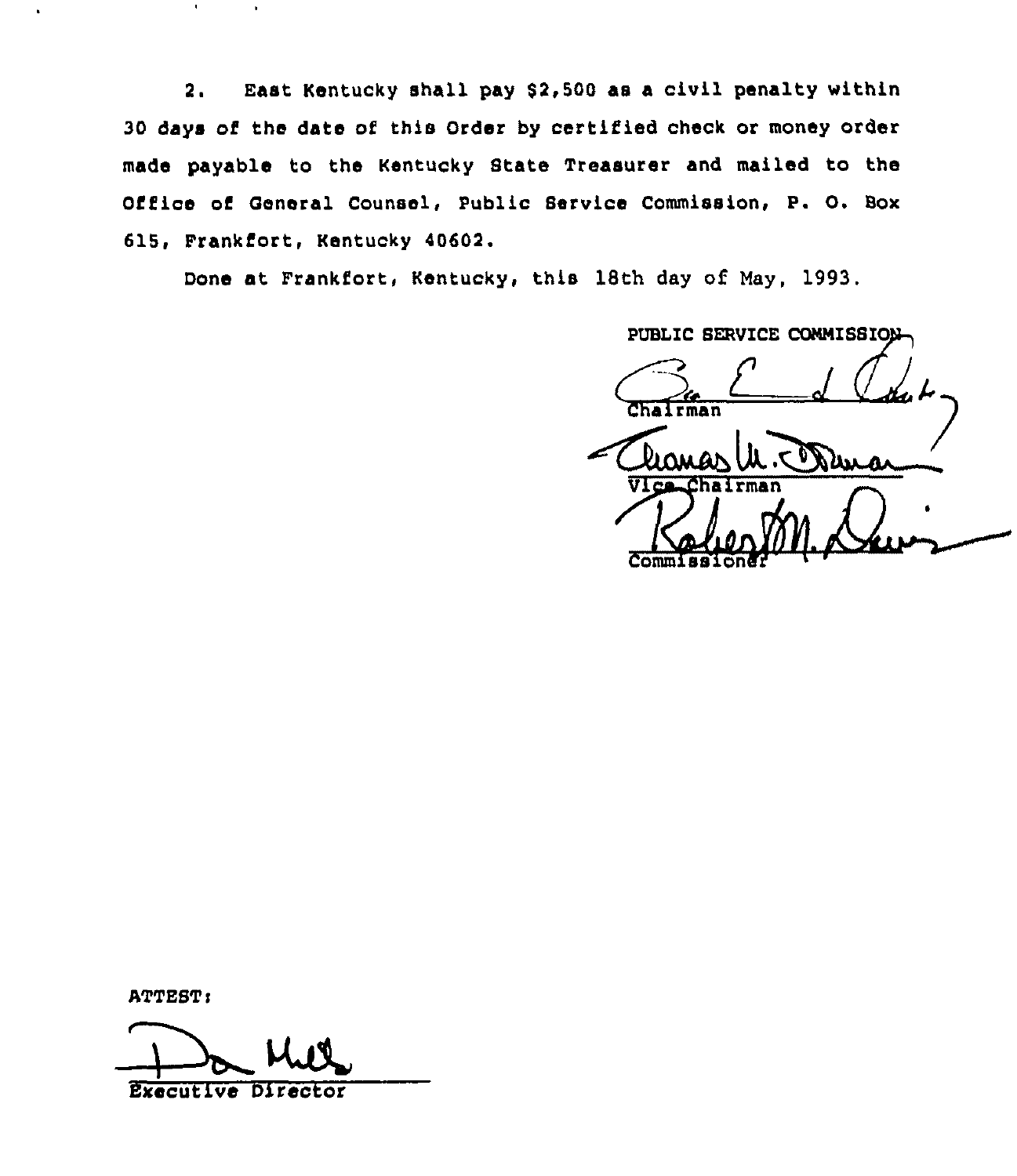2. East Kentucky shall pay $2,500 as a civil penalty within 30 days of the date of this Order by certified check or money order made payable to the Kentucky State Treasurer and mailed to the Office of General Counsel, Public Service Commission, P. O. Box 615, Frankfort, Kentucky 40602.

Done at Frankfort, Kentucky, this 18th day of May, 1993.

PUBLIC SERVICE COMMISSION

Chairman

Vice Chairman

Commissioner

ATTEST:

Executive Director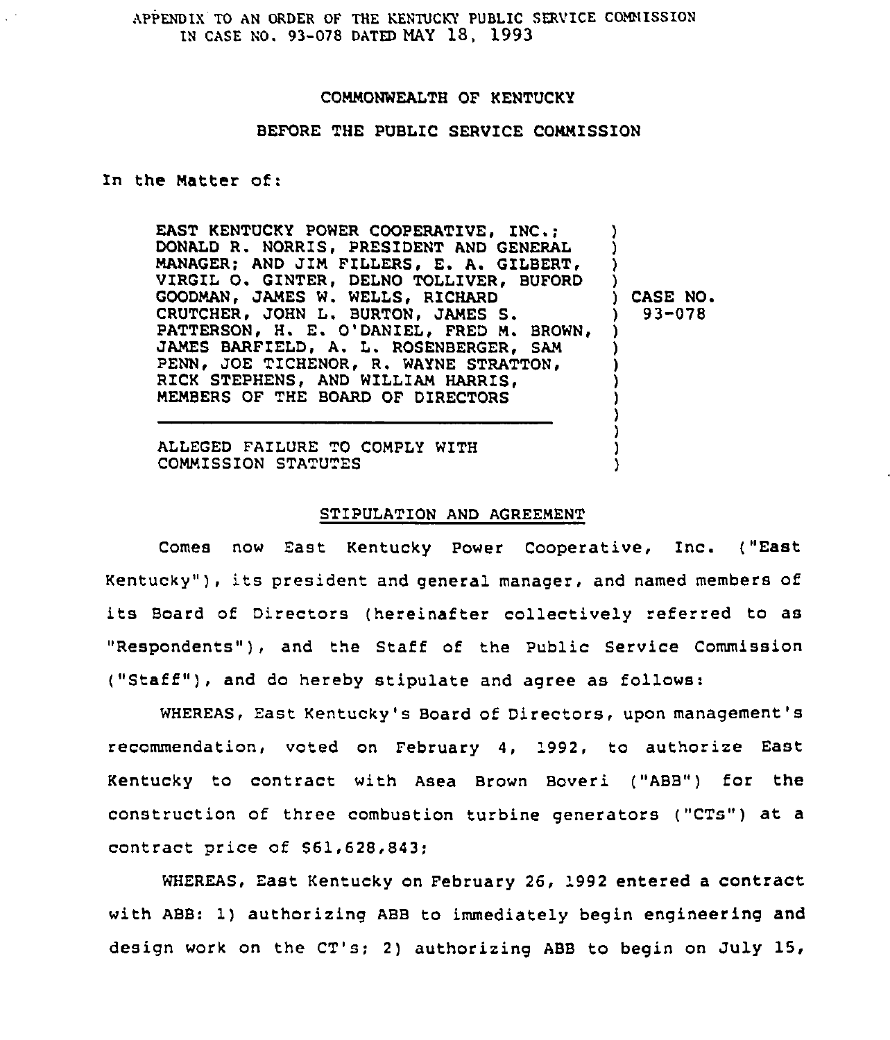APPENDIX TO AN ORDER OF THE KENTUCKY PUBLIC SERVICE COMMISSION IN CASE NO. 93-078 DATED MAY 18, 1993

COMMONWEALTH OF KENTUCKY

BEFORE THE PUBLIC SERVICE COMMISSION

In the Matter of:

| | |
|---|---|
| EAST KENTUCKY POWER COOPERATIVE, INC.; DONALD R. NORRIS, PRESIDENT AND GENERAL MANAGER; AND JIM FILLERS, E. A. GILBERT, VIRGIL O. GINTER, DELNO TOLLIVER, BUFORD GOODMAN, JAMES W. WELLS, RICHARD CRUTCHER, JOHN L. BURTON, JAMES S. PATTERSON, H. E. O'DANIEL, FRED M. BROWN, JAMES BARFIELD, A. L. ROSENBERGER, SAM PENN, JOE TICHENOR, R. WAYNE STRATTON, RICK STEPHENS, AND WILLIAM HARRIS, MEMBERS OF THE BOARD OF DIRECTORS | CASE NO. 93-078 |
| ALLEGED FAILURE TO COMPLY WITH COMMISSION STATUTES | |

STIPULATION AND AGREEMENT

Comes now East Kentucky Power Cooperative, Inc. ("East Kentucky"), its president and general manager, and named members of its Board of Directors (hereinafter collectively referred to as "Respondents"), and the Staff of the Public Service Commission ("Staff"), and do hereby stipulate and agree as follows:

WHEREAS, East Kentucky's Board of Directors, upon management's recommendation, voted on February 4, 1992, to authorize East Kentucky to contract with Asea Brown Boveri ("ABB") for the construction of three combustion turbine generators ("CTs") at a contract price of $61,628,843;

WHEREAS, East Kentucky on February 26, 1992 entered a contract with ABB: 1) authorizing ABB to immediately begin engineering and design work on the CT's; 2) authorizing ABB to begin on July 15,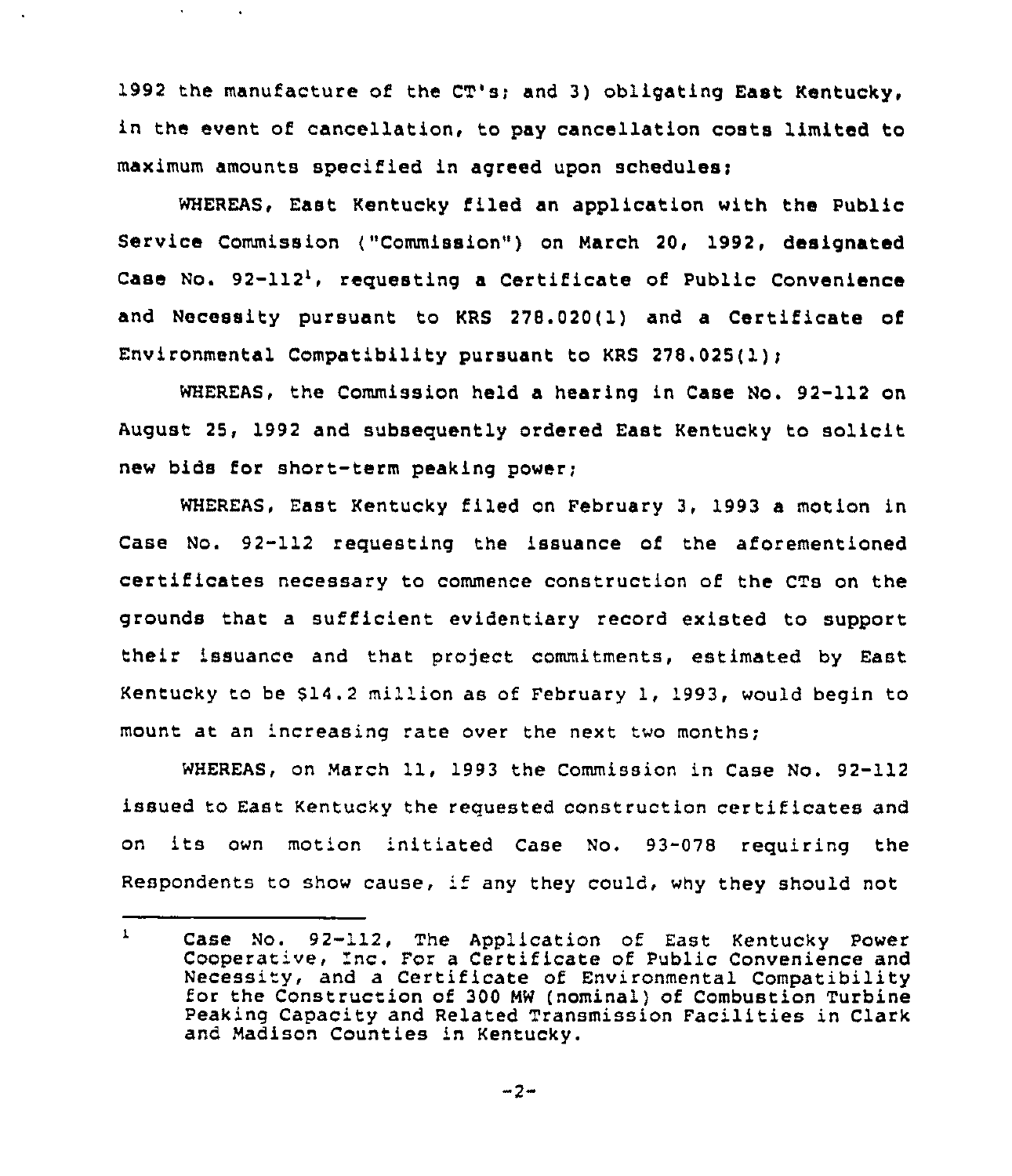1992 the manufacture of the CT's; and 3) obligating East Kentucky, in the event of cancellation, to pay cancellation costs limited to maximum amounts specified in agreed upon schedules;

WHEREAS, East Kentucky filed an application with the Public Service Commission ("Commission") on March 20, 1992, designated Case No. 92-112[1], requesting a Certificate of Public Convenience and Necessity pursuant to KRS 278.020(1) and a Certificate of Environmental Compatibility pursuant to KRS 278.025(1);

WHEREAS, the Commission held a hearing in Case No. 92-112 on August 25, 1992 and subsequently ordered East Kentucky to solicit new bids for short-term peaking power;

WHEREAS, East Kentucky filed on February 3, 1993 a motion in Case No. 92-112 requesting the issuance of the aforementioned certificates necessary to commence construction of the CTs on the grounds that a sufficient evidentiary record existed to support their issuance and that project commitments, estimated by East Kentucky to be $14.2 million as of February 1, 1993, would begin to mount at an increasing rate over the next two months;

WHEREAS, on March 11, 1993 the Commission in Case No. 92-112 issued to East Kentucky the requested construction certificates and on its own motion initiated Case No. 93-078 requiring the Respondents to show cause, if any they could, why they should not

---

[1] Case No. 92-112, The Application of East Kentucky Power Cooperative, Inc. For a Certificate of Public Convenience and Necessity, and a Certificate of Environmental Compatibility for the Construction of 300 MW (nominal) of Combustion Turbine Peaking Capacity and Related Transmission Facilities in Clark and Madison Counties in Kentucky.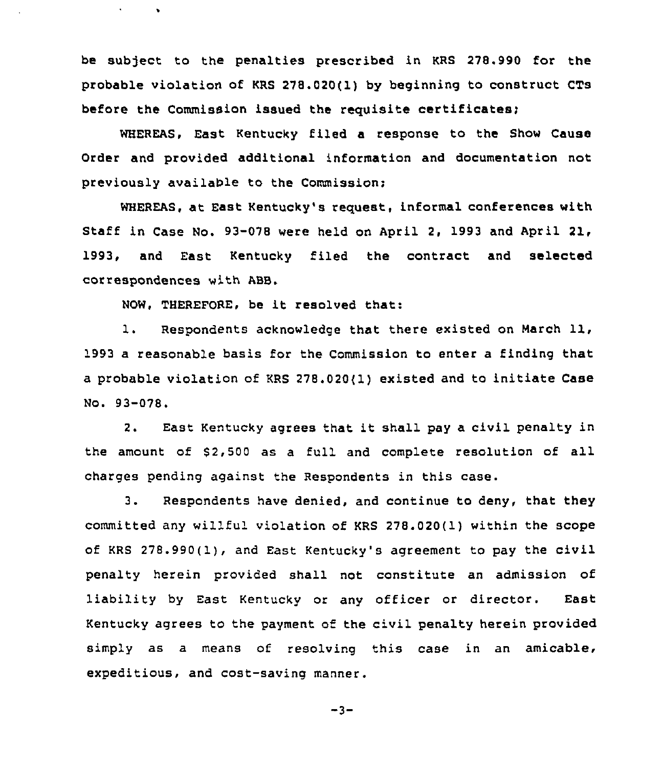be subject to the penalties prescribed in KRS 278.990 for the probable violation of KRS 278.020(1) by beginning to construct CTs before the Commission issued the requisite certificates;

WHEREAS, East Kentucky filed a response to the Show Cause Order and provided additional information and documentation not previously available to the Commission;

WHEREAS, at East Kentucky's request, informal conferences with Staff in Case No. 93-078 were held on April 2, 1993 and April 21, 1993, and East Kentucky filed the contract and selected correspondences with ABB.

NOW, THEREFORE, be it resolved that:

1. Respondents acknowledge that there existed on March 11, 1993 a reasonable basis for the Commission to enter a finding that a probable violation of KRS 278.020(1) existed and to initiate Case No. 93-078.

2. East Kentucky agrees that it shall pay a civil penalty in the amount of $2,500 as a full and complete resolution of all charges pending against the Respondents in this case.

3. Respondents have denied, and continue to deny, that they committed any willful violation of KRS 278.020(1) within the scope of KRS 278.990(1), and East Kentucky's agreement to pay the civil penalty herein provided shall not constitute an admission of liability by East Kentucky or any officer or director. East Kentucky agrees to the payment of the civil penalty herein provided simply as a means of resolving this case in an amicable, expeditious, and cost-saving manner.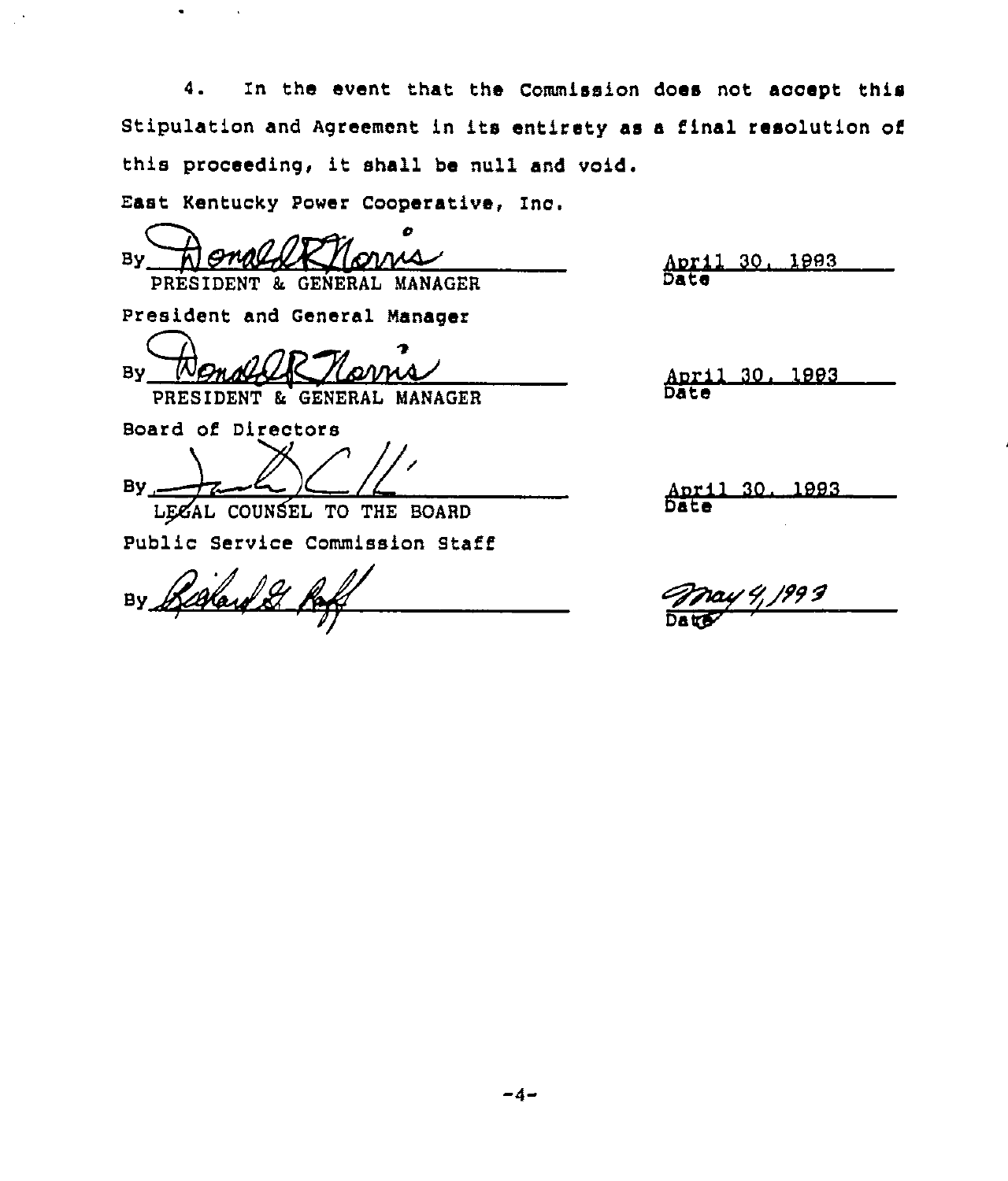4. In the event that the Commission does not accept this Stipulation and Agreement in its entirety as a final resolution of this proceeding, it shall be null and void.

East Kentucky Power Cooperative, Inc.

By ______________________________ April 30, 1993
PRESIDENT & GENERAL MANAGER Date

President and General Manager

By ______________________________ April 30, 1993
PRESIDENT & GENERAL MANAGER Date

Board of Directors

By ______________________________ April 30, 1993
LEGAL COUNSEL TO THE BOARD Date

Public Service Commission Staff

By ______________________________ May 4, 1993
Date